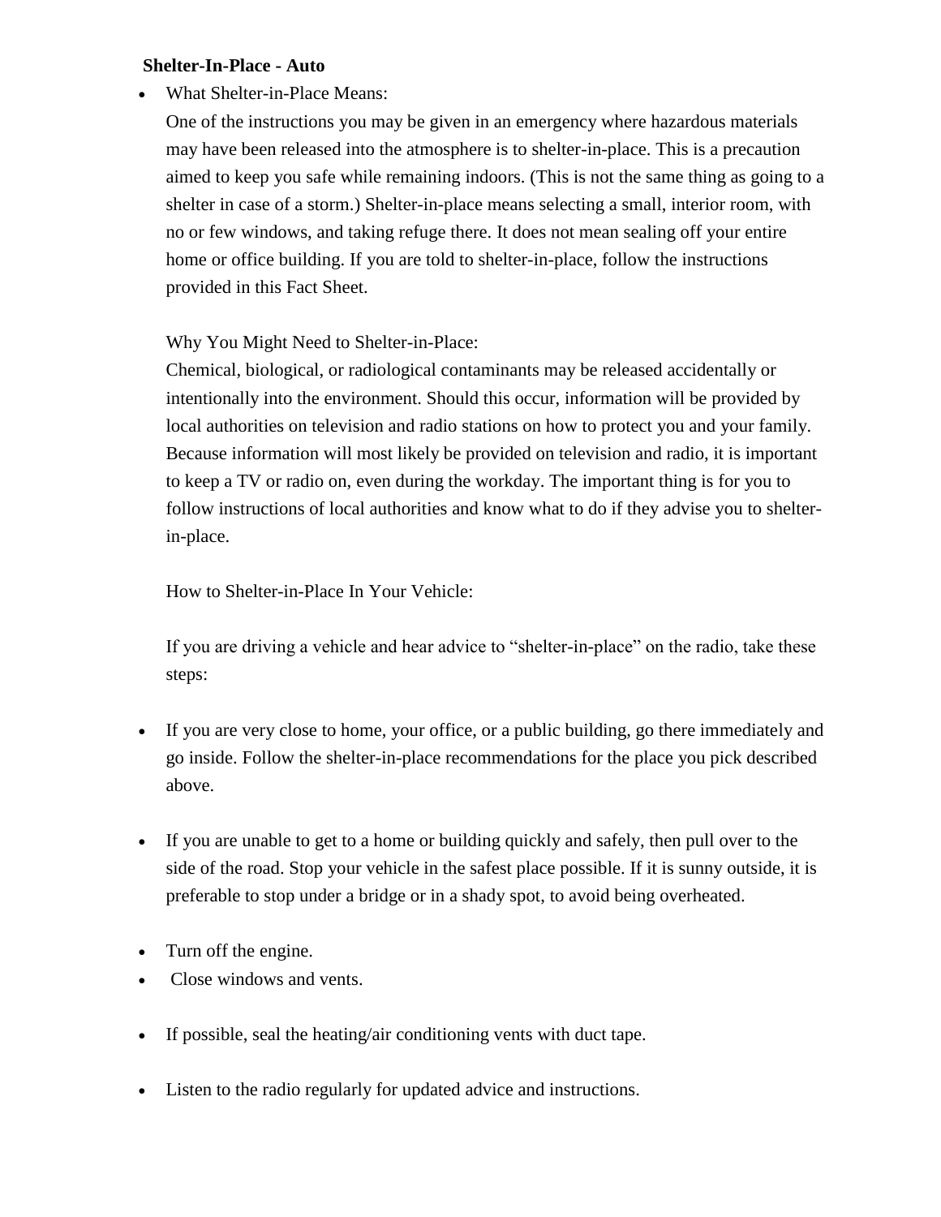**Shelter-In-Place - Auto**

- What Shelter-in-Place Means:

  One of the instructions you may be given in an emergency where hazardous materials may have been released into the atmosphere is to shelter-in-place. This is a precaution aimed to keep you safe while remaining indoors. (This is not the same thing as going to a shelter in case of a storm.) Shelter-in-place means selecting a small, interior room, with no or few windows, and taking refuge there. It does not mean sealing off your entire home or office building. If you are told to shelter-in-place, follow the instructions provided in this Fact Sheet.

  Why You Might Need to Shelter-in-Place:

  Chemical, biological, or radiological contaminants may be released accidentally or intentionally into the environment. Should this occur, information will be provided by local authorities on television and radio stations on how to protect you and your family. Because information will most likely be provided on television and radio, it is important to keep a TV or radio on, even during the workday. The important thing is for you to follow instructions of local authorities and know what to do if they advise you to shelter-in-place.

  How to Shelter-in-Place In Your Vehicle:

  If you are driving a vehicle and hear advice to "shelter-in-place" on the radio, take these steps:

- If you are very close to home, your office, or a public building, go there immediately and go inside. Follow the shelter-in-place recommendations for the place you pick described above.

- If you are unable to get to a home or building quickly and safely, then pull over to the side of the road. Stop your vehicle in the safest place possible. If it is sunny outside, it is preferable to stop under a bridge or in a shady spot, to avoid being overheated.

- Turn off the engine.
- Close windows and vents.

- If possible, seal the heating/air conditioning vents with duct tape.

- Listen to the radio regularly for updated advice and instructions.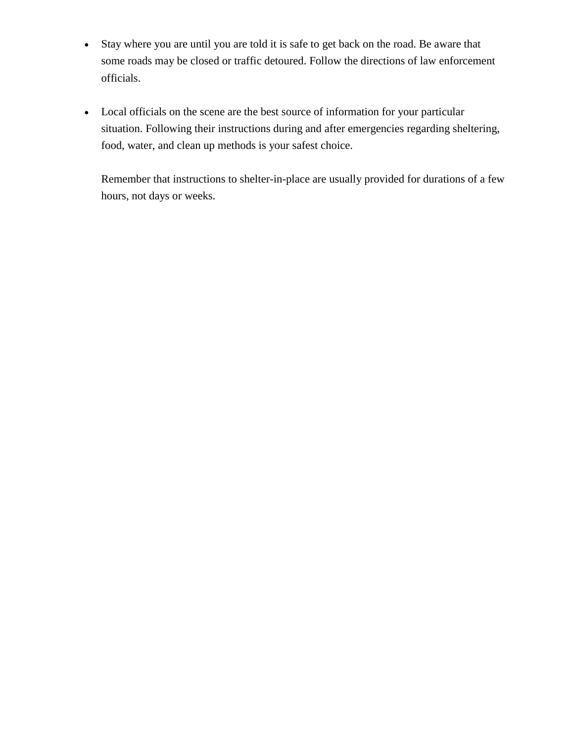- Stay where you are until you are told it is safe to get back on the road. Be aware that some roads may be closed or traffic detoured. Follow the directions of law enforcement officials.

- Local officials on the scene are the best source of information for your particular situation. Following their instructions during and after emergencies regarding sheltering, food, water, and clean up methods is your safest choice.

  Remember that instructions to shelter-in-place are usually provided for durations of a few hours, not days or weeks.